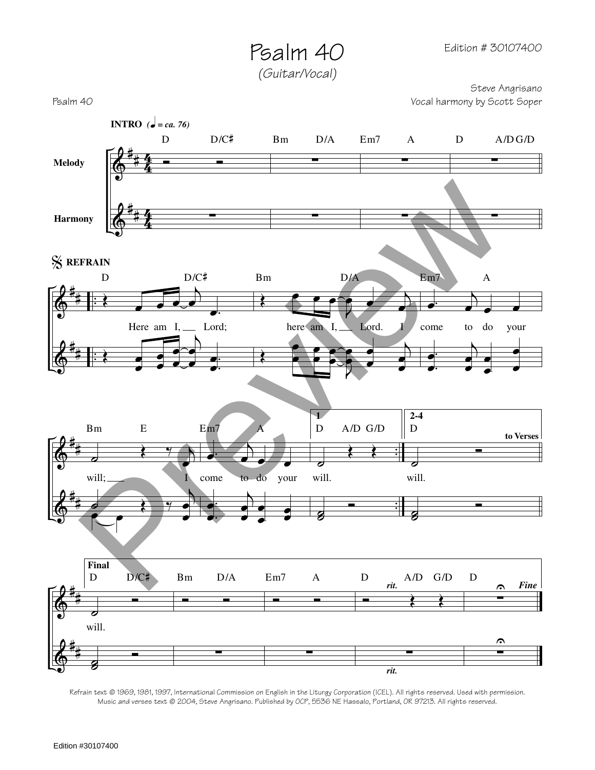# Psalm 40

*(Guitar/Vocal)*

Edition # 30107400

Steve Angrisano
Vocal harmony by Scott Soper

Psalm 40

**INTRO** (♩ = ca. 76)

D D/C♯ Bm D/A Em7 A D A/D G/D

Melody

Harmony

**REFRAIN**

D D/C♯ Bm D/A Em7 A

Here am I, Lord; here am I, Lord. I come to do your

Bm E Em7 A | 1 D A/D G/D | 2-4 D *to Verses*

will; I come to do your will. will.

**Final**

D D/C♯ Bm D/A Em7 A D *rit.* A/D G/D D *Fine*

will.

*rit.*

Refrain text © 1969, 1981, 1997, International Commission on English in the Liturgy Corporation (ICEL). All rights reserved. Used with permission.
Music and verses text © 2004, Steve Angrisano. Published by OCP, 5536 NE Hassalo, Portland, OR 97213. All rights reserved.

Edition #30107400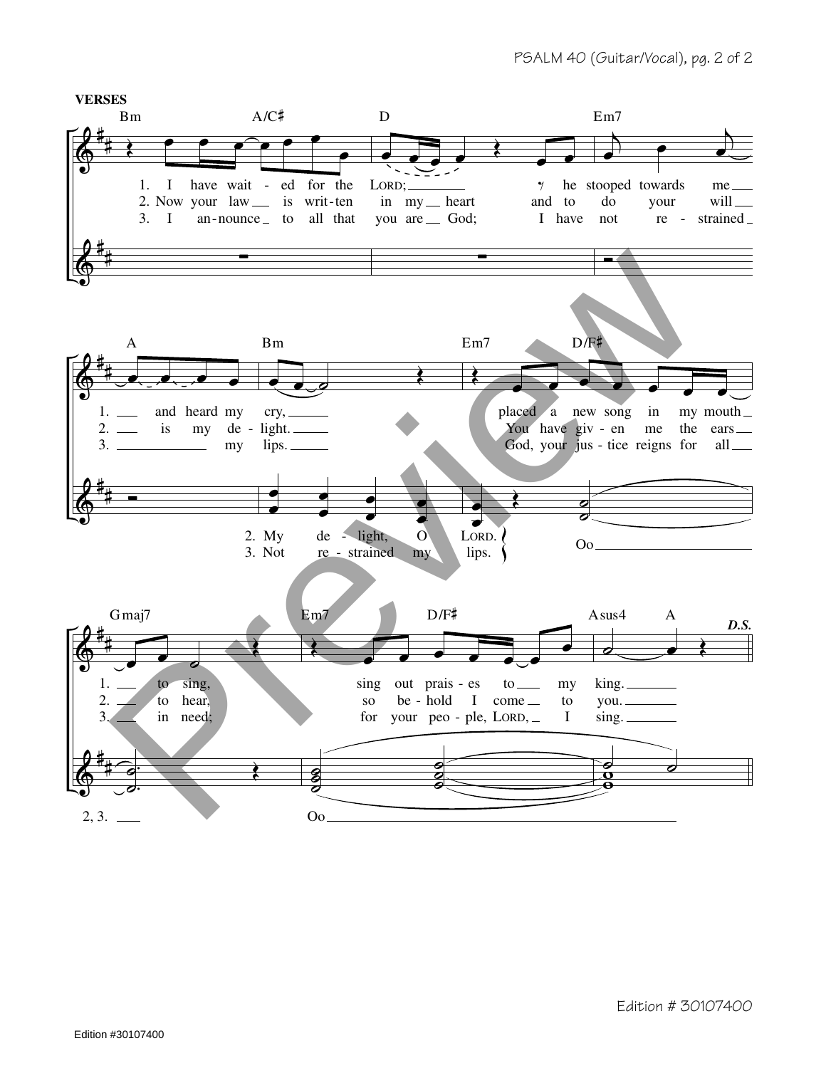**VERSES**

Bm A/C♯ D Em7

1. I have wait - ed for the LORD; he stooped towards me
2. Now your law is writ-ten in my heart and to do your will
3. I an-nounce to all that you are God; I have not re - strained

A Bm Em7 D/F♯

1. and heard my cry, placed a new song in my mouth
2. is my de - light. You have giv - en me the ears
3. my lips. God, your jus - tice reigns for all

2. My de - light, O LORD.
3. Not re - strained my lips.

Oo

Gmaj7 Em7 D/F♯ Asus4 A *D.S.*

1. to sing, sing out prais - es to my king.
2. to hear, so be - hold I come to you.
3. in need; for your peo - ple, LORD, I sing.

2, 3.

Oo

Edition # 30107400

Edition #30107400